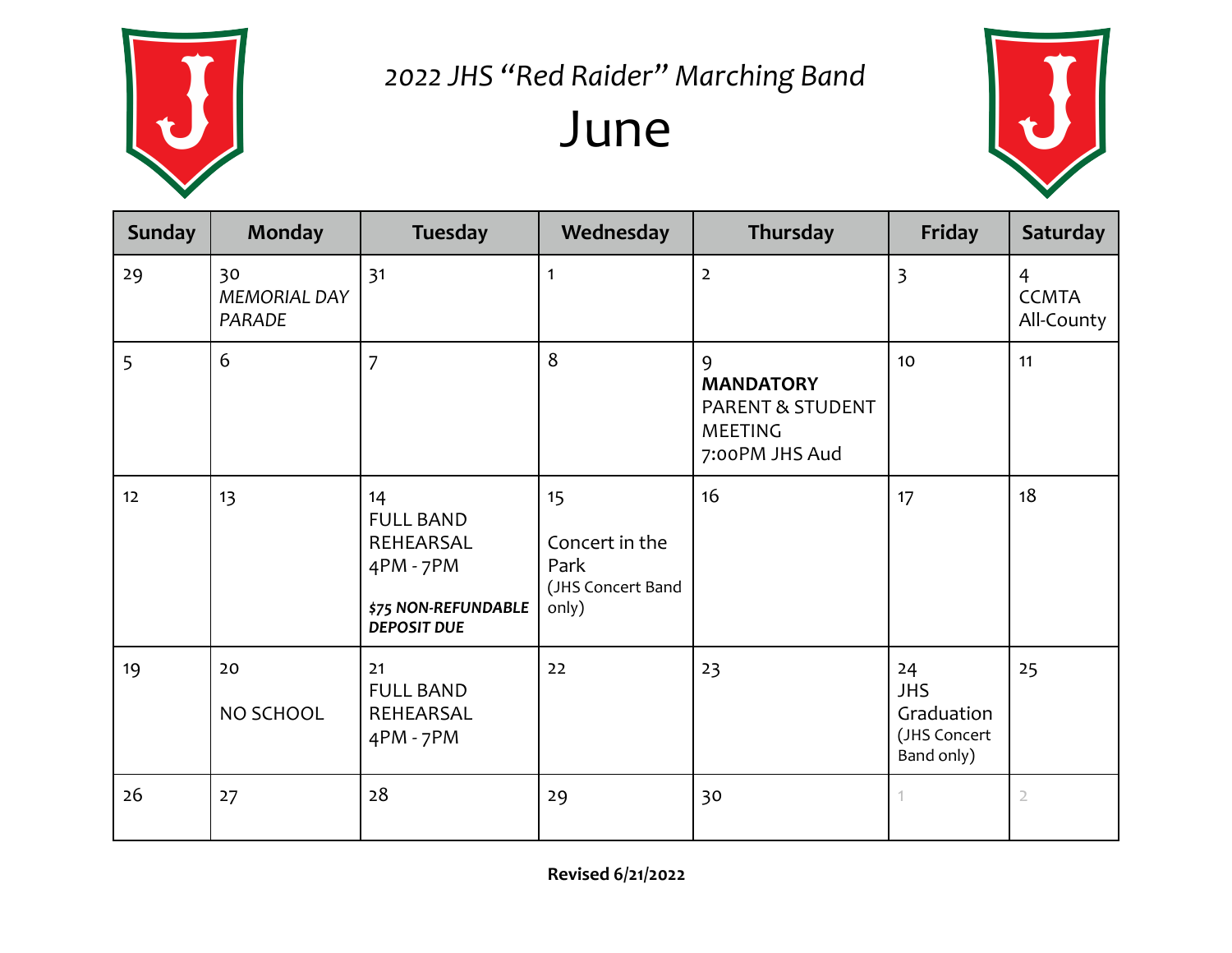# 2022 JHS "Red Raider" Marching Band

# June

| Sunday | Monday | Tuesday | Wednesday | Thursday | Friday | Saturday |
|---|---|---|---|---|---|---|
| 29 | 30 *MEMORIAL DAY PARADE* | 31 | 1 | 2 | 3 | 4 CCMTA All-County |
| 5 | 6 | 7 | 8 | 9 **MANDATORY** PARENT & STUDENT MEETING 7:00PM JHS Aud | 10 | 11 |
| 12 | 13 | 14 FULL BAND REHEARSAL 4PM - 7PM ***$75 NON-REFUNDABLE DEPOSIT DUE*** | 15 Concert in the Park (JHS Concert Band only) | 16 | 17 | 18 |
| 19 | 20 NO SCHOOL | 21 FULL BAND REHEARSAL 4PM - 7PM | 22 | 23 | 24 JHS Graduation (JHS Concert Band only) | 25 |
| 26 | 27 | 28 | 29 | 30 | 1 | 2 |

**Revised 6/21/2022**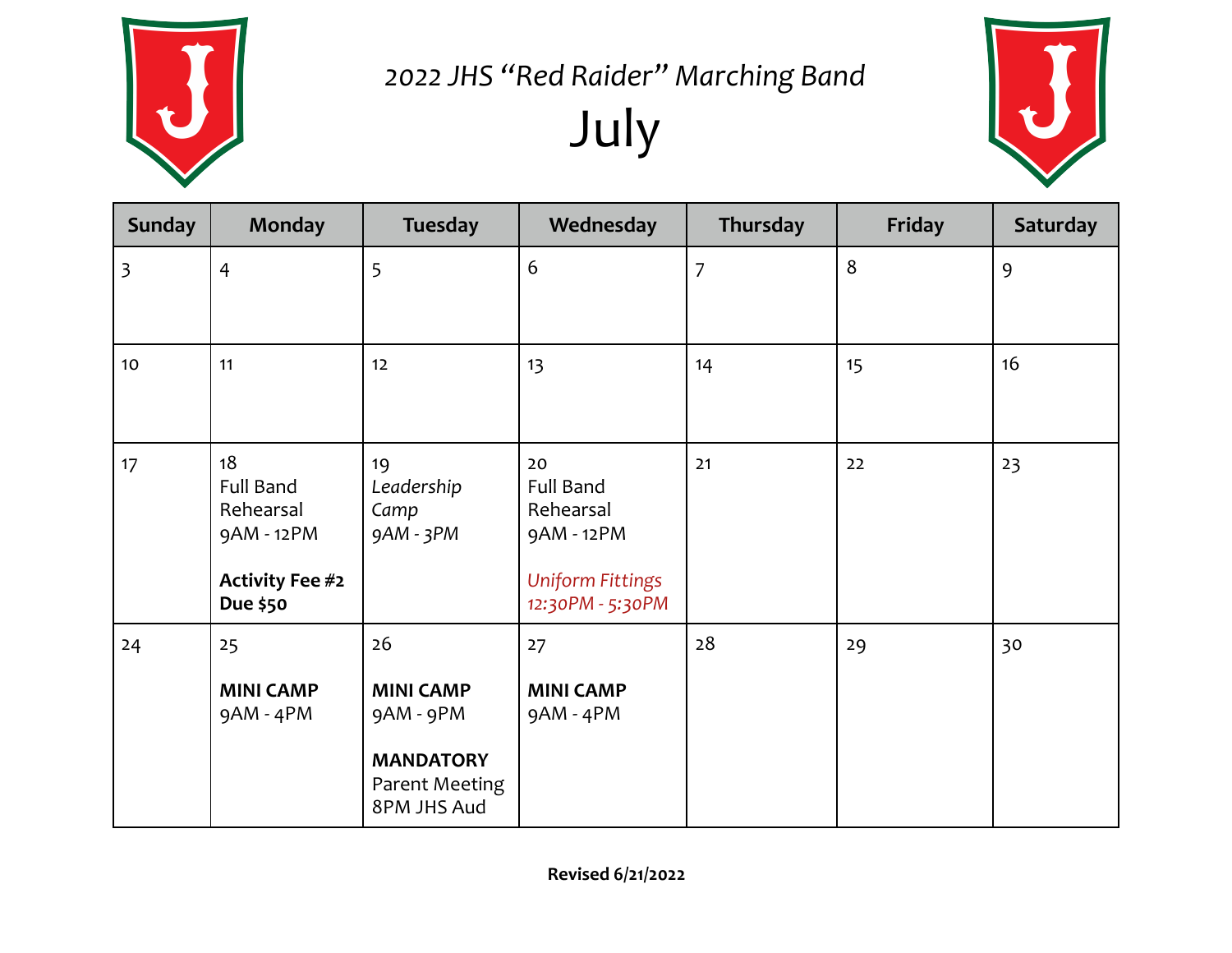# *2022 JHS "Red Raider" Marching Band*

## July

| Sunday | Monday | Tuesday | Wednesday | Thursday | Friday | Saturday |
|---|---|---|---|---|---|---|
| 3 | 4 | 5 | 6 | 7 | 8 | 9 |
| 10 | 11 | 12 | 13 | 14 | 15 | 16 |
| 17 | 18<br>Full Band Rehearsal<br>9AM - 12PM<br><br>**Activity Fee #2 Due $50** | 19<br>*Leadership Camp*<br>*9AM - 3PM* | 20<br>Full Band Rehearsal<br>9AM - 12PM<br><br>*Uniform Fittings*<br>*12:30PM - 5:30PM* | 21 | 22 | 23 |
| 24 | 25<br><br>**MINI CAMP**<br>9AM - 4PM | 26<br><br>**MINI CAMP**<br>9AM - 9PM<br><br>**MANDATORY**<br>Parent Meeting<br>8PM JHS Aud | 27<br><br>**MINI CAMP**<br>9AM - 4PM | 28 | 29 | 30 |

**Revised 6/21/2022**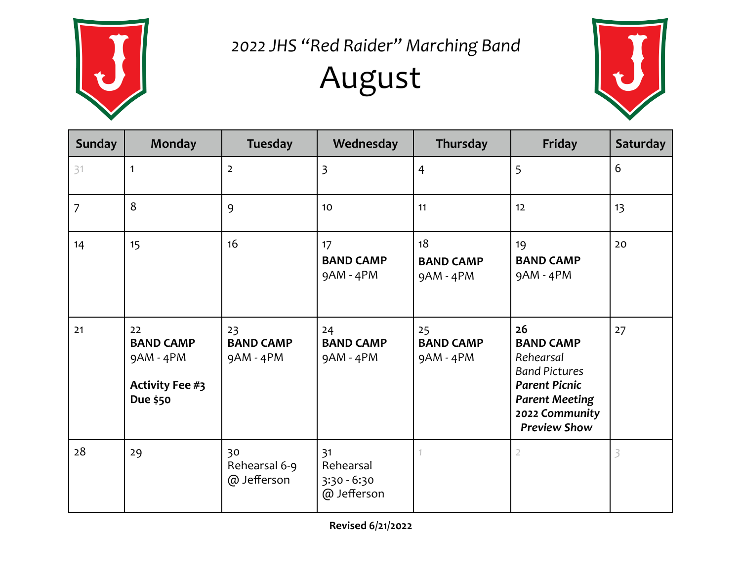2022 JHS "Red Raider" Marching Band

# August

| Sunday | Monday | Tuesday | Wednesday | Thursday | Friday | Saturday |
|---|---|---|---|---|---|---|
| 31 | 1 | 2 | 3 | 4 | 5 | 6 |
| 7 | 8 | 9 | 10 | 11 | 12 | 13 |
| 14 | 15 | 16 | 17 **BAND CAMP** 9AM - 4PM | 18 **BAND CAMP** 9AM - 4PM | 19 **BAND CAMP** 9AM - 4PM | 20 |
| 21 | 22 **BAND CAMP** 9AM - 4PM **Activity Fee #3 Due $50** | 23 **BAND CAMP** 9AM - 4PM | 24 **BAND CAMP** 9AM - 4PM | 25 **BAND CAMP** 9AM - 4PM | **26** **BAND CAMP** *Rehearsal* *Band Pictures* ***Parent Picnic*** ***Parent Meeting*** ***2022 Community Preview Show*** | 27 |
| 28 | 29 | 30 Rehearsal 6-9 @ Jefferson | 31 Rehearsal 3:30 - 6:30 @ Jefferson | 1 | 2 | 3 |

**Revised 6/21/2022**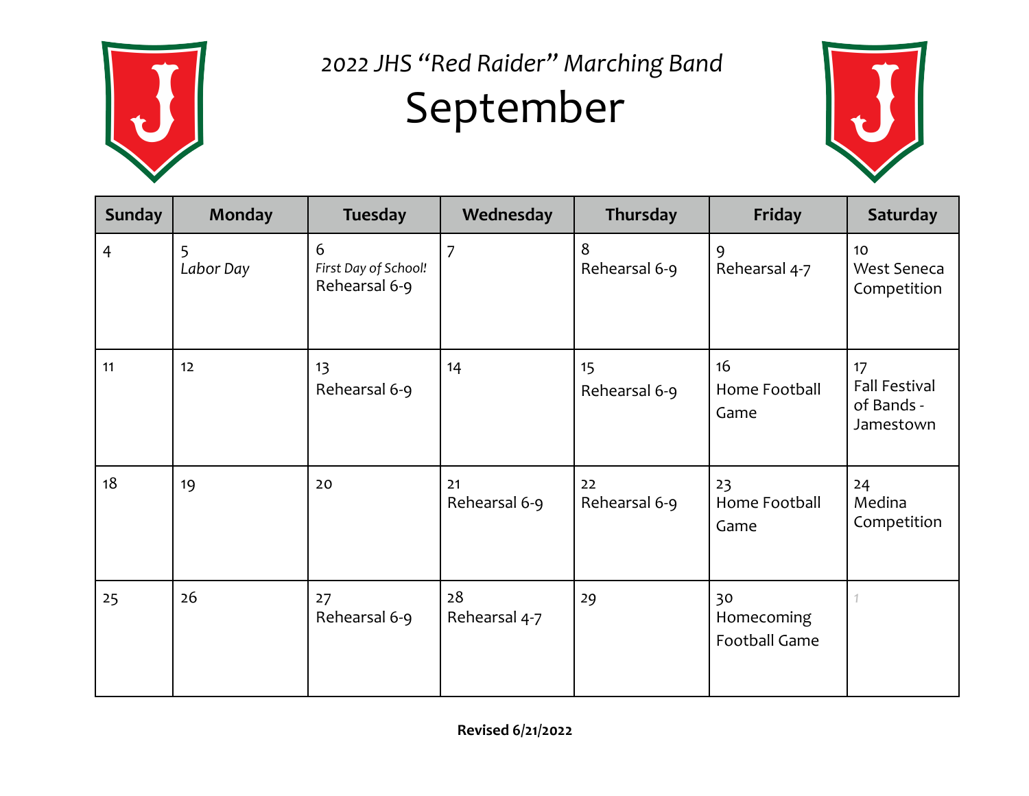*2022 JHS "Red Raider" Marching Band*

# September

| Sunday | Monday | Tuesday | Wednesday | Thursday | Friday | Saturday |
|---|---|---|---|---|---|---|
| 4 | 5 *Labor Day* | 6 *First Day of School!* Rehearsal 6-9 | 7 | 8 Rehearsal 6-9 | 9 Rehearsal 4-7 | 10 West Seneca Competition |
| 11 | 12 | 13 Rehearsal 6-9 | 14 | 15 Rehearsal 6-9 | 16 Home Football Game | 17 Fall Festival of Bands - Jamestown |
| 18 | 19 | 20 | 21 Rehearsal 6-9 | 22 Rehearsal 6-9 | 23 Home Football Game | 24 Medina Competition |
| 25 | 26 | 27 Rehearsal 6-9 | 28 Rehearsal 4-7 | 29 | 30 Homecoming Football Game | 1 |

**Revised 6/21/2022**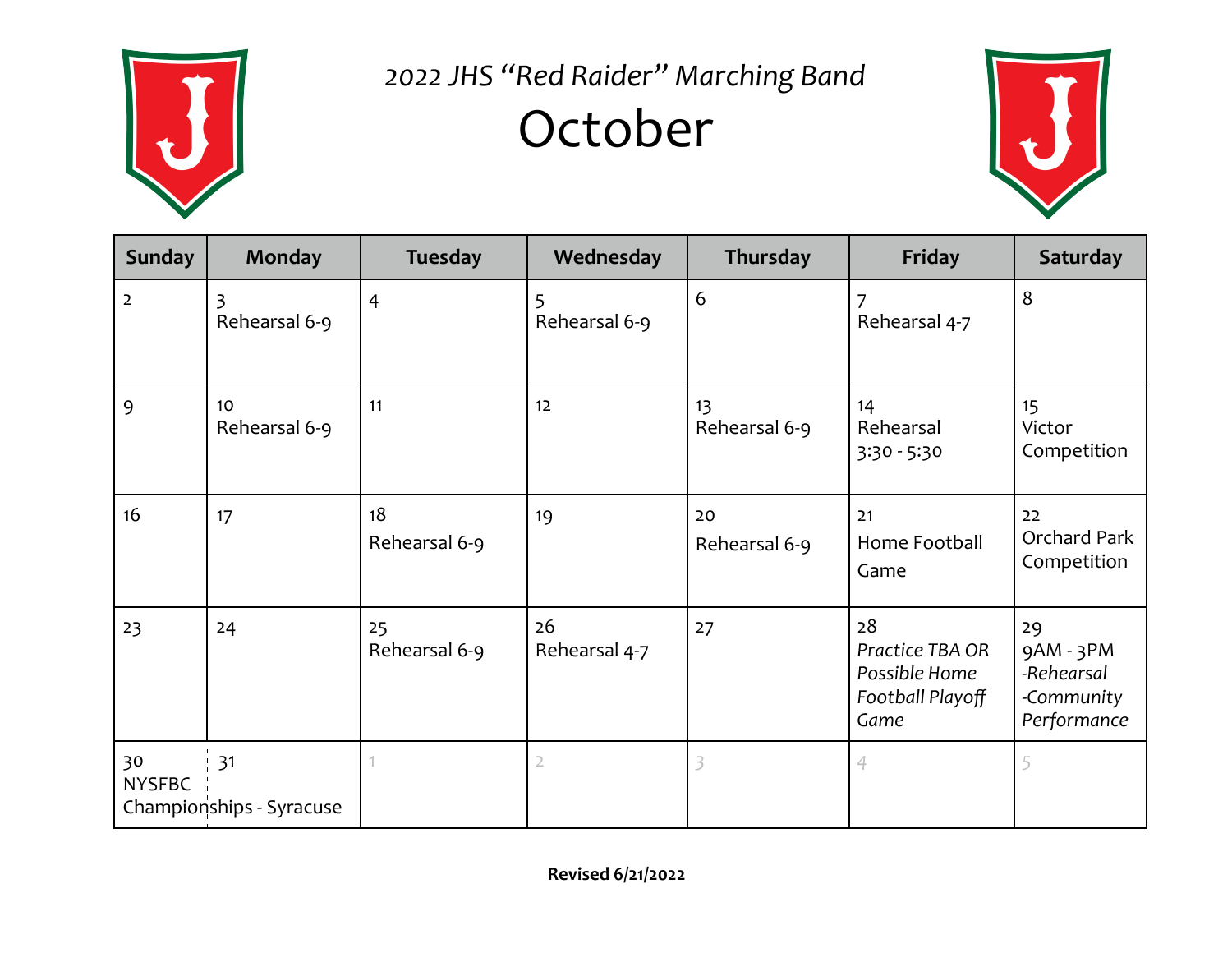*2022 JHS "Red Raider" Marching Band*

# October

| Sunday | Monday | Tuesday | Wednesday | Thursday | Friday | Saturday |
|---|---|---|---|---|---|---|
| 2 | 3 Rehearsal 6-9 | 4 | 5 Rehearsal 6-9 | 6 | 7 Rehearsal 4-7 | 8 |
| 9 | 10 Rehearsal 6-9 | 11 | 12 | 13 Rehearsal 6-9 | 14 Rehearsal 3:30 - 5:30 | 15 Victor Competition |
| 16 | 17 | 18 Rehearsal 6-9 | 19 | 20 Rehearsal 6-9 | 21 Home Football Game | 22 Orchard Park Competition |
| 23 | 24 | 25 Rehearsal 6-9 | 26 Rehearsal 4-7 | 27 | 28 *Practice TBA OR Possible Home Football Playoff Game* | 29 9AM - 3PM *-Rehearsal -Community Performance* |
| 30 NYSFBC Championships - Syracuse | 31 | 1 | 2 | 3 | 4 | 5 |

**Revised 6/21/2022**